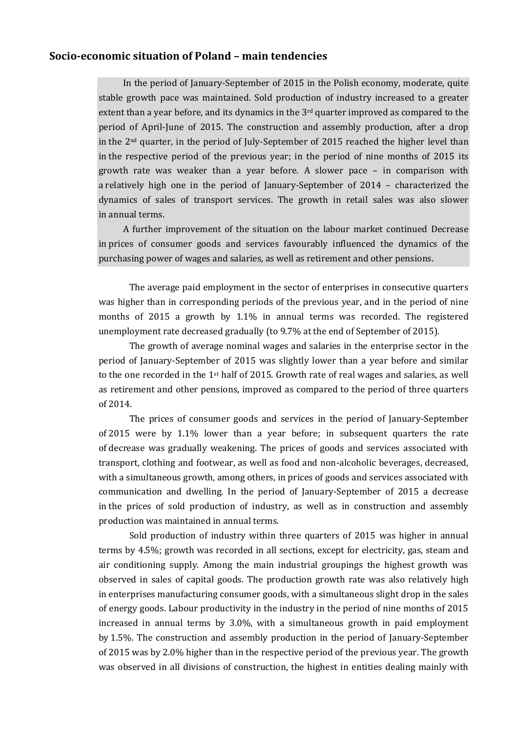## Socio-economic situation of Poland – main tendencies

In the period of January-September of 2015 in the Polish economy, moderate, quite stable growth pace was maintained. Sold production of industry increased to a greater extent than a year before, and its dynamics in the 3rd quarter improved as compared to the period of April-June of 2015. The construction and assembly production, after a drop in the 2nd quarter, in the period of July-September of 2015 reached the higher level than in the respective period of the previous year; in the period of nine months of 2015 its growth rate was weaker than a year before. A slower pace – in comparison with a relatively high one in the period of January-September of 2014 – characterized the dynamics of sales of transport services. The growth in retail sales was also slower in annual terms.

A further improvement of the situation on the labour market continued Decrease in prices of consumer goods and services favourably influenced the dynamics of the purchasing power of wages and salaries, as well as retirement and other pensions.

The average paid employment in the sector of enterprises in consecutive quarters was higher than in corresponding periods of the previous year, and in the period of nine months of 2015 a growth by 1.1% in annual terms was recorded. The registered unemployment rate decreased gradually (to 9.7% at the end of September of 2015).

The growth of average nominal wages and salaries in the enterprise sector in the period of January-September of 2015 was slightly lower than a year before and similar to the one recorded in the 1st half of 2015. Growth rate of real wages and salaries, as well as retirement and other pensions, improved as compared to the period of three quarters of 2014.

The prices of consumer goods and services in the period of January-September of 2015 were by 1.1% lower than a year before; in subsequent quarters the rate of decrease was gradually weakening. The prices of goods and services associated with transport, clothing and footwear, as well as food and non-alcoholic beverages, decreased, with a simultaneous growth, among others, in prices of goods and services associated with communication and dwelling. In the period of January-September of 2015 a decrease in the prices of sold production of industry, as well as in construction and assembly production was maintained in annual terms.

Sold production of industry within three quarters of 2015 was higher in annual terms by 4.5%; growth was recorded in all sections, except for electricity, gas, steam and air conditioning supply. Among the main industrial groupings the highest growth was observed in sales of capital goods. The production growth rate was also relatively high in enterprises manufacturing consumer goods, with a simultaneous slight drop in the sales of energy goods. Labour productivity in the industry in the period of nine months of 2015 increased in annual terms by 3.0%, with a simultaneous growth in paid employment by 1.5%. The construction and assembly production in the period of January-September of 2015 was by 2.0% higher than in the respective period of the previous year. The growth was observed in all divisions of construction, the highest in entities dealing mainly with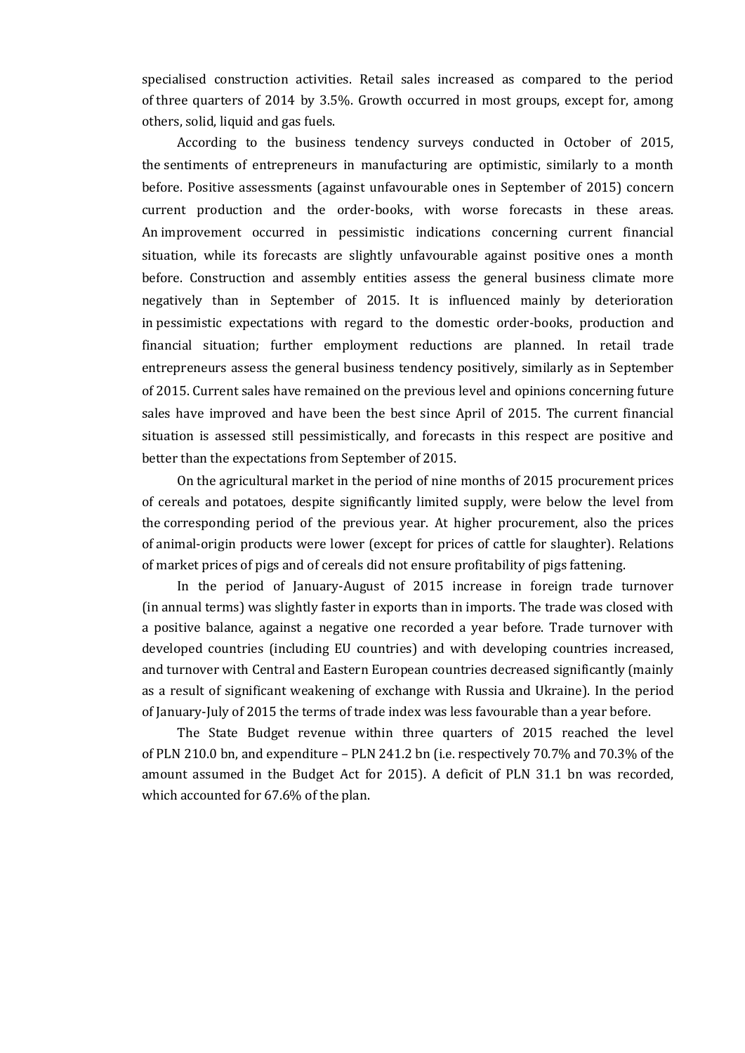specialised construction activities. Retail sales increased as compared to the period of three quarters of 2014 by 3.5%. Growth occurred in most groups, except for, among others, solid, liquid and gas fuels.

According to the business tendency surveys conducted in October of 2015, the sentiments of entrepreneurs in manufacturing are optimistic, similarly to a month before. Positive assessments (against unfavourable ones in September of 2015) concern current production and the order-books, with worse forecasts in these areas. An improvement occurred in pessimistic indications concerning current financial situation, while its forecasts are slightly unfavourable against positive ones a month before. Construction and assembly entities assess the general business climate more negatively than in September of 2015. It is influenced mainly by deterioration in pessimistic expectations with regard to the domestic order-books, production and financial situation; further employment reductions are planned. In retail trade entrepreneurs assess the general business tendency positively, similarly as in September of 2015. Current sales have remained on the previous level and opinions concerning future sales have improved and have been the best since April of 2015. The current financial situation is assessed still pessimistically, and forecasts in this respect are positive and better than the expectations from September of 2015.

On the agricultural market in the period of nine months of 2015 procurement prices of cereals and potatoes, despite significantly limited supply, were below the level from the corresponding period of the previous year. At higher procurement, also the prices of animal-origin products were lower (except for prices of cattle for slaughter). Relations of market prices of pigs and of cereals did not ensure profitability of pigs fattening.

In the period of January-August of 2015 increase in foreign trade turnover (in annual terms) was slightly faster in exports than in imports. The trade was closed with a positive balance, against a negative one recorded a year before. Trade turnover with developed countries (including EU countries) and with developing countries increased, and turnover with Central and Eastern European countries decreased significantly (mainly as a result of significant weakening of exchange with Russia and Ukraine). In the period of January-July of 2015 the terms of trade index was less favourable than a year before.

The State Budget revenue within three quarters of 2015 reached the level of PLN 210.0 bn, and expenditure – PLN 241.2 bn (i.e. respectively 70.7% and 70.3% of the amount assumed in the Budget Act for 2015). A deficit of PLN 31.1 bn was recorded, which accounted for 67.6% of the plan.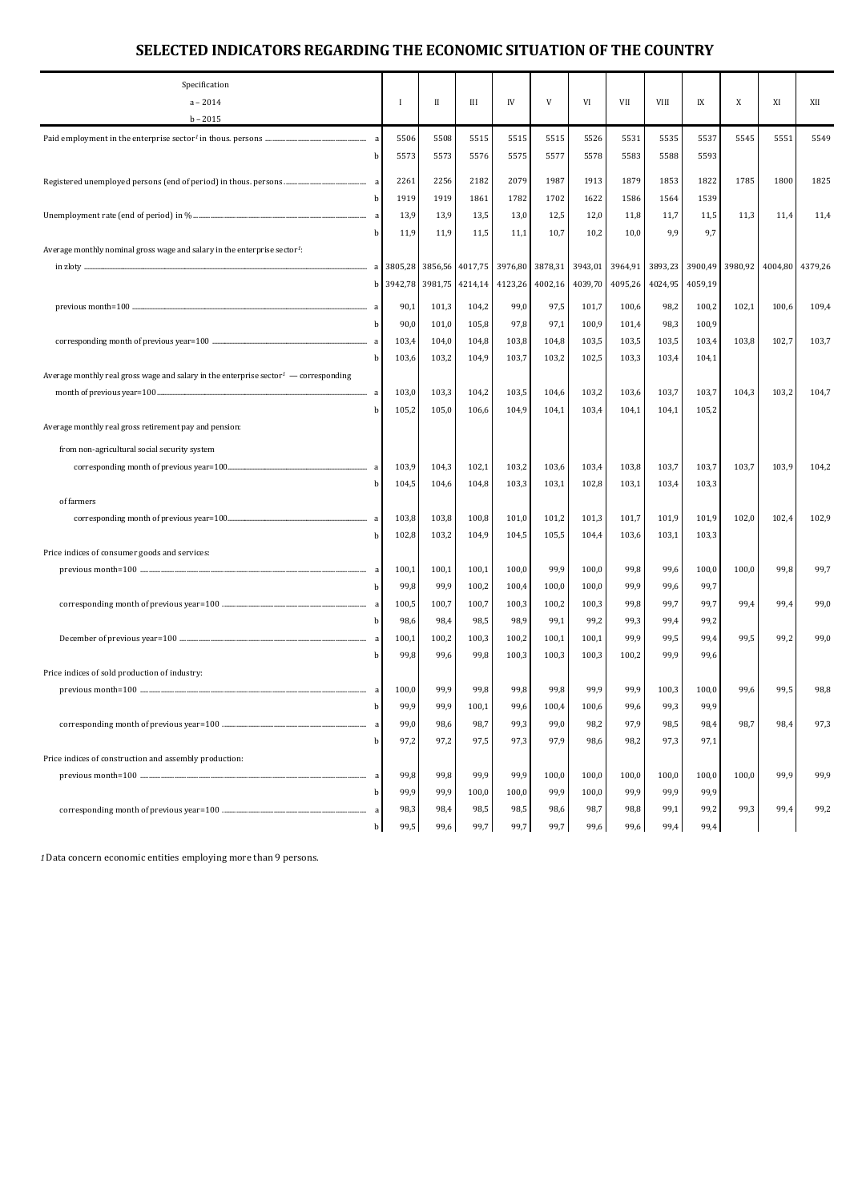# SELECTED INDICATORS REGARDING THE ECONOMIC SITUATION OF THE COUNTRY

| Specification<br>a – 2014<br>b – 2015 | | I | II | III | IV | V | VI | VII | VIII | IX | X | XI | XII |
|---|---|---|---|---|---|---|---|---|---|---|---|---|---|
| Paid employment in the enterprise sector[1] in thous. persons | a | 5506 | 5508 | 5515 | 5515 | 5515 | 5526 | 5531 | 5535 | 5537 | 5545 | 5551 | 5549 |
| | b | 5573 | 5573 | 5576 | 5575 | 5577 | 5578 | 5583 | 5588 | 5593 | | | |
| Registered unemployed persons (end of period) in thous. persons | a | 2261 | 2256 | 2182 | 2079 | 1987 | 1913 | 1879 | 1853 | 1822 | 1785 | 1800 | 1825 |
| | b | 1919 | 1919 | 1861 | 1782 | 1702 | 1622 | 1586 | 1564 | 1539 | | | |
| Unemployment rate (end of period) in % | a | 13,9 | 13,9 | 13,5 | 13,0 | 12,5 | 12,0 | 11,8 | 11,7 | 11,5 | 11,3 | 11,4 | 11,4 |
| | b | 11,9 | 11,9 | 11,5 | 11,1 | 10,7 | 10,2 | 10,0 | 9,9 | 9,7 | | | |
| Average monthly nominal gross wage and salary in the enterprise sector[1]: | | | | | | | | | | | | | |
| in zloty | a | 3805,28 | 3856,56 | 4017,75 | 3976,80 | 3878,31 | 3943,01 | 3964,91 | 3893,23 | 3900,49 | 3980,92 | 4004,80 | 4379,26 |
| | b | 3942,78 | 3981,75 | 4214,14 | 4123,26 | 4002,16 | 4039,70 | 4095,26 | 4024,95 | 4059,19 | | | |
| previous month=100 | a | 90,1 | 101,3 | 104,2 | 99,0 | 97,5 | 101,7 | 100,6 | 98,2 | 100,2 | 102,1 | 100,6 | 109,4 |
| | b | 90,0 | 101,0 | 105,8 | 97,8 | 97,1 | 100,9 | 101,4 | 98,3 | 100,9 | | | |
| corresponding month of previous year=100 | a | 103,4 | 104,0 | 104,8 | 103,8 | 104,8 | 103,5 | 103,5 | 103,5 | 103,4 | 103,8 | 102,7 | 103,7 |
| | b | 103,6 | 103,2 | 104,9 | 103,7 | 103,2 | 102,5 | 103,3 | 103,4 | 104,1 | | | |
| Average monthly real gross wage and salary in the enterprise sector[1] — corresponding month of previous year=100 | a | 103,0 | 103,3 | 104,2 | 103,5 | 104,6 | 103,2 | 103,6 | 103,7 | 103,7 | 104,3 | 103,2 | 104,7 |
| | b | 105,2 | 105,0 | 106,6 | 104,9 | 104,1 | 103,4 | 104,1 | 104,1 | 105,2 | | | |
| Average monthly real gross retirement pay and pension: | | | | | | | | | | | | | |
| from non-agricultural social security system | | | | | | | | | | | | | |
| corresponding month of previous year=100 | a | 103,9 | 104,3 | 102,1 | 103,2 | 103,6 | 103,4 | 103,8 | 103,7 | 103,7 | 103,7 | 103,9 | 104,2 |
| | b | 104,5 | 104,6 | 104,8 | 103,3 | 103,1 | 102,8 | 103,1 | 103,4 | 103,3 | | | |
| of farmers | | | | | | | | | | | | | |
| corresponding month of previous year=100 | a | 103,8 | 103,8 | 100,8 | 101,0 | 101,2 | 101,3 | 101,7 | 101,9 | 101,9 | 102,0 | 102,4 | 102,9 |
| | b | 102,8 | 103,2 | 104,9 | 104,5 | 105,5 | 104,4 | 103,6 | 103,1 | 103,3 | | | |
| Price indices of consumer goods and services: | | | | | | | | | | | | | |
| previous month=100 | a | 100,1 | 100,1 | 100,1 | 100,0 | 99,9 | 100,0 | 99,8 | 99,6 | 100,0 | 100,0 | 99,8 | 99,7 |
| | b | 99,8 | 99,9 | 100,2 | 100,4 | 100,0 | 100,0 | 99,9 | 99,6 | 99,7 | | | |
| corresponding month of previous year=100 | a | 100,5 | 100,7 | 100,7 | 100,3 | 100,2 | 100,3 | 99,8 | 99,7 | 99,7 | 99,4 | 99,4 | 99,0 |
| | b | 98,6 | 98,4 | 98,5 | 98,9 | 99,1 | 99,2 | 99,3 | 99,4 | 99,2 | | | |
| December of previous year=100 | a | 100,1 | 100,2 | 100,3 | 100,2 | 100,1 | 100,1 | 99,9 | 99,5 | 99,4 | 99,5 | 99,2 | 99,0 |
| | b | 99,8 | 99,6 | 99,8 | 100,3 | 100,3 | 100,3 | 100,2 | 99,9 | 99,6 | | | |
| Price indices of sold production of industry: | | | | | | | | | | | | | |
| previous month=100 | a | 100,0 | 99,9 | 99,8 | 99,8 | 99,8 | 99,9 | 99,9 | 100,3 | 100,0 | 99,6 | 99,5 | 98,8 |
| | b | 99,9 | 99,9 | 100,1 | 99,6 | 100,4 | 100,6 | 99,6 | 99,3 | 99,9 | | | |
| corresponding month of previous year=100 | a | 99,0 | 98,6 | 98,7 | 99,3 | 99,0 | 98,2 | 97,9 | 98,5 | 98,4 | 98,7 | 98,4 | 97,3 |
| | b | 97,2 | 97,2 | 97,5 | 97,3 | 97,9 | 98,6 | 98,2 | 97,3 | 97,1 | | | |
| Price indices of construction and assembly production: | | | | | | | | | | | | | |
| previous month=100 | a | 99,8 | 99,8 | 99,9 | 99,9 | 100,0 | 100,0 | 100,0 | 100,0 | 100,0 | 100,0 | 99,9 | 99,9 |
| | b | 99,9 | 99,9 | 100,0 | 100,0 | 99,9 | 100,0 | 99,9 | 99,9 | 99,9 | | | |
| corresponding month of previous year=100 | a | 98,3 | 98,4 | 98,5 | 98,5 | 98,6 | 98,7 | 98,8 | 99,1 | 99,2 | 99,3 | 99,4 | 99,2 |
| | b | 99,5 | 99,6 | 99,7 | 99,7 | 99,7 | 99,6 | 99,6 | 99,4 | 99,4 | | | |

[1] Data concern economic entities employing more than 9 persons.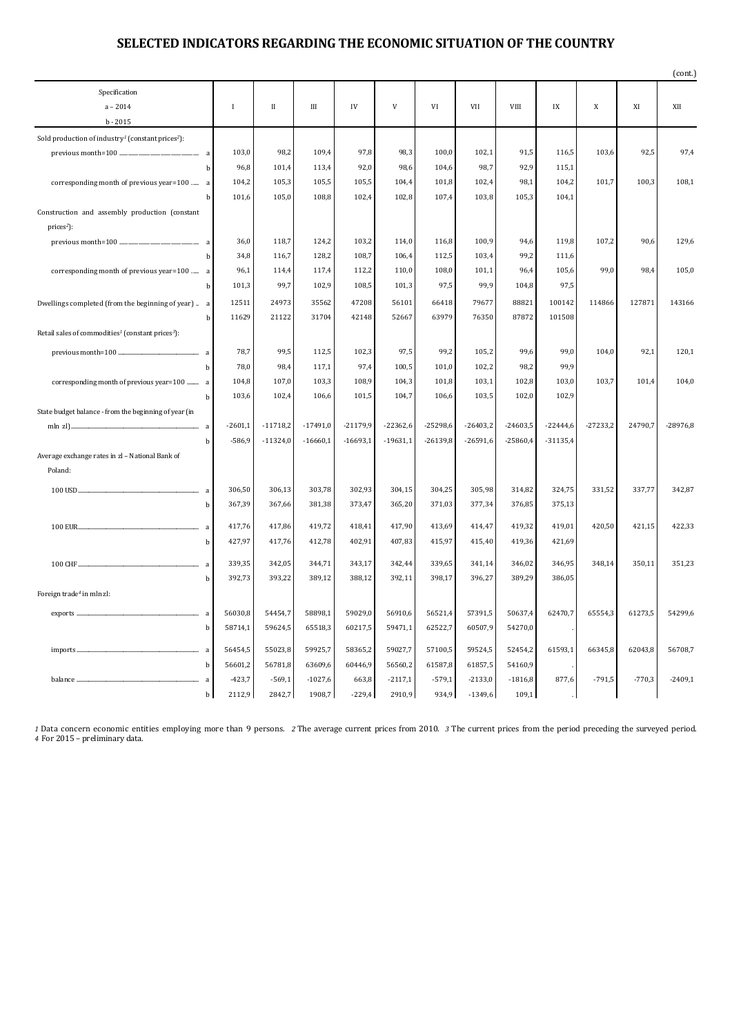# SELECTED INDICATORS REGARDING THE ECONOMIC SITUATION OF THE COUNTRY

(cont.)

| Specification<br>a – 2014<br>b - 2015 | | I | II | III | IV | V | VI | VII | VIII | IX | X | XI | XII |
|---|---|---|---|---|---|---|---|---|---|---|---|---|---|
| Sold production of industry[1] (constant prices[2]): | | | | | | | | | | | | | |
| previous month=100 | a | 103,0 | 98,2 | 109,4 | 97,8 | 98,3 | 100,0 | 102,1 | 91,5 | 116,5 | 103,6 | 92,5 | 97,4 |
| | b | 96,8 | 101,4 | 113,4 | 92,0 | 98,6 | 104,6 | 98,7 | 92,9 | 115,1 | | | |
| corresponding month of previous year=100 | a | 104,2 | 105,3 | 105,5 | 105,5 | 104,4 | 101,8 | 102,4 | 98,1 | 104,2 | 101,7 | 100,3 | 108,1 |
| | b | 101,6 | 105,0 | 108,8 | 102,4 | 102,8 | 107,4 | 103,8 | 105,3 | 104,1 | | | |
| Construction and assembly production (constant prices[2]): | | | | | | | | | | | | | |
| previous month=100 | a | 36,0 | 118,7 | 124,2 | 103,2 | 114,0 | 116,8 | 100,9 | 94,6 | 119,8 | 107,2 | 90,6 | 129,6 |
| | b | 34,8 | 116,7 | 128,2 | 108,7 | 106,4 | 112,5 | 103,4 | 99,2 | 111,6 | | | |
| corresponding month of previous year=100 | a | 96,1 | 114,4 | 117,4 | 112,2 | 110,0 | 108,0 | 101,1 | 96,4 | 105,6 | 99,0 | 98,4 | 105,0 |
| | b | 101,3 | 99,7 | 102,9 | 108,5 | 101,3 | 97,5 | 99,9 | 104,8 | 97,5 | | | |
| Dwellings completed (from the beginning of year) | a | 12511 | 24973 | 35562 | 47208 | 56101 | 66418 | 79677 | 88821 | 100142 | 114866 | 127871 | 143166 |
| | b | 11629 | 21122 | 31704 | 42148 | 52667 | 63979 | 76350 | 87872 | 101508 | | | |
| Retail sales of commodities[1] (constant prices[3]): | | | | | | | | | | | | | |
| previous month=100 | a | 78,7 | 99,5 | 112,5 | 102,3 | 97,5 | 99,2 | 105,2 | 99,6 | 99,0 | 104,0 | 92,1 | 120,1 |
| | b | 78,0 | 98,4 | 117,1 | 97,4 | 100,5 | 101,0 | 102,2 | 98,2 | 99,9 | | | |
| corresponding month of previous year=100 | a | 104,8 | 107,0 | 103,3 | 108,9 | 104,3 | 101,8 | 103,1 | 102,8 | 103,0 | 103,7 | 101,4 | 104,0 |
| | b | 103,6 | 102,4 | 106,6 | 101,5 | 104,7 | 106,6 | 103,5 | 102,0 | 102,9 | | | |
| State budget balance - from the beginning of year (in mln zl) | a | -2601,1 | -11718,2 | -17491,0 | -21179,9 | -22362,6 | -25298,6 | -26403,2 | -24603,5 | -22444,6 | -27233,2 | 24790,7 | -28976,8 |
| | b | -586,9 | -11324,0 | -16660,1 | -16693,1 | -19631,1 | -26139,8 | -26591,6 | -25860,4 | -31135,4 | | | |
| Average exchange rates in zl – National Bank of Poland: | | | | | | | | | | | | | |
| 100 USD | a | 306,50 | 306,13 | 303,78 | 302,93 | 304,15 | 304,25 | 305,98 | 314,82 | 324,75 | 331,52 | 337,77 | 342,87 |
| | b | 367,39 | 367,66 | 381,38 | 373,47 | 365,20 | 371,03 | 377,34 | 376,85 | 375,13 | | | |
| 100 EUR | a | 417,76 | 417,86 | 419,72 | 418,41 | 417,90 | 413,69 | 414,47 | 419,32 | 419,01 | 420,50 | 421,15 | 422,33 |
| | b | 427,97 | 417,76 | 412,78 | 402,91 | 407,83 | 415,97 | 415,40 | 419,36 | 421,69 | | | |
| 100 CHF | a | 339,35 | 342,05 | 344,71 | 343,17 | 342,44 | 339,65 | 341,14 | 346,02 | 346,95 | 348,14 | 350,11 | 351,23 |
| | b | 392,73 | 393,22 | 389,12 | 388,12 | 392,11 | 398,17 | 396,27 | 389,29 | 386,05 | | | |
| Foreign trade[4] in mln zl: | | | | | | | | | | | | | |
| exports | a | 56030,8 | 54454,7 | 58898,1 | 59029,0 | 56910,6 | 56521,4 | 57391,5 | 50637,4 | 62470,7 | 65554,3 | 61273,5 | 54299,6 |
| | b | 58714,1 | 59624,5 | 65518,3 | 60217,5 | 59471,1 | 62522,7 | 60507,9 | 54270,0 | . | | | |
| imports | a | 56454,5 | 55023,8 | 59925,7 | 58365,2 | 59027,7 | 57100,5 | 59524,5 | 52454,2 | 61593,1 | 66345,8 | 62043,8 | 56708,7 |
| | b | 56601,2 | 56781,8 | 63609,6 | 60446,9 | 56560,2 | 61587,8 | 61857,5 | 54160,9 | . | | | |
| balance | a | -423,7 | -569,1 | -1027,6 | 663,8 | -2117,1 | -579,1 | -2133,0 | -1816,8 | 877,6 | -791,5 | -770,3 | -2409,1 |
| | b | 2112,9 | 2842,7 | 1908,7 | -229,4 | 2910,9 | 934,9 | -1349,6 | 109,1 | . | | | |

*1* Data concern economic entities employing more than 9 persons. *2* The average current prices from 2010. *3* The current prices from the period preceding the surveyed period. *4* For 2015 – preliminary data.